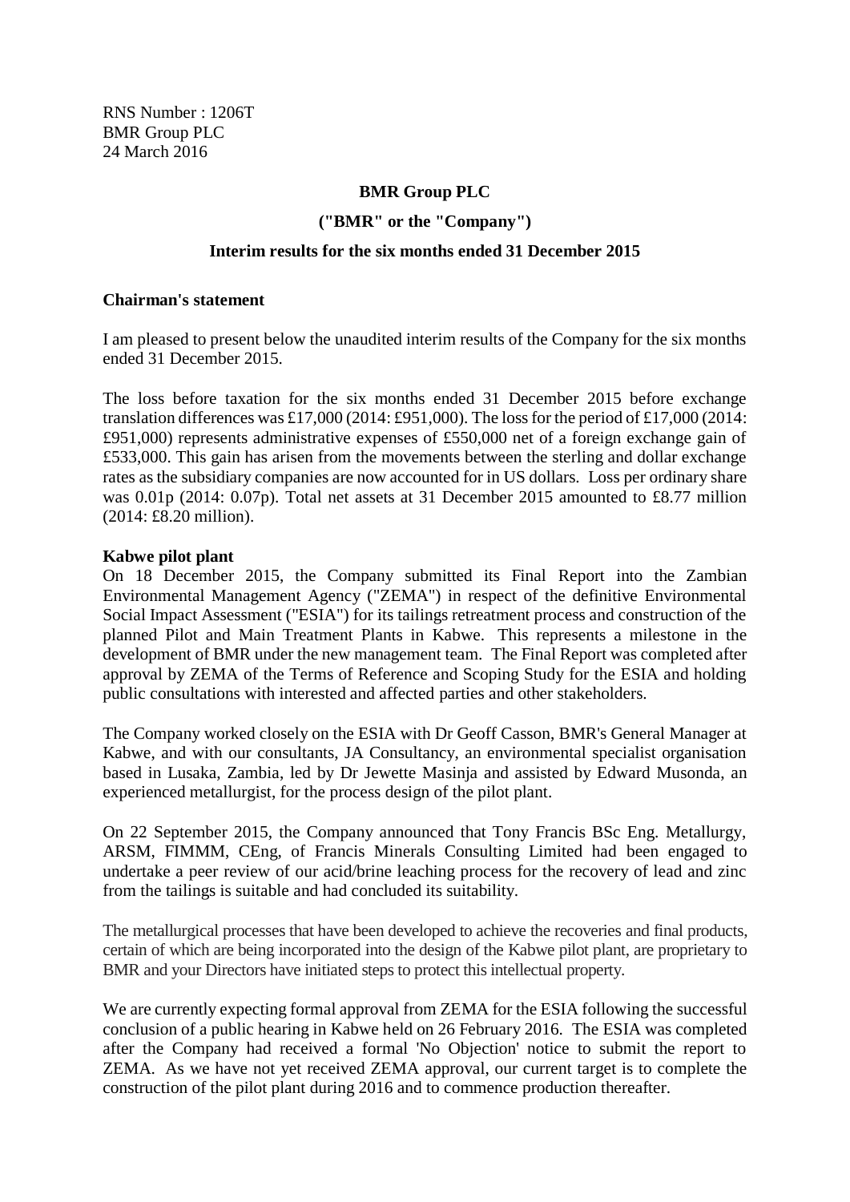RNS Number : 1206T
BMR Group PLC
24 March 2016

**BMR Group PLC**

**("BMR" or the "Company")**

**Interim results for the six months ended 31 December 2015**

## Chairman's statement

I am pleased to present below the unaudited interim results of the Company for the six months ended 31 December 2015.

The loss before taxation for the six months ended 31 December 2015 before exchange translation differences was £17,000 (2014: £951,000). The loss for the period of £17,000 (2014: £951,000) represents administrative expenses of £550,000 net of a foreign exchange gain of £533,000. This gain has arisen from the movements between the sterling and dollar exchange rates as the subsidiary companies are now accounted for in US dollars. Loss per ordinary share was 0.01p (2014: 0.07p). Total net assets at 31 December 2015 amounted to £8.77 million (2014: £8.20 million).

**Kabwe pilot plant**

On 18 December 2015, the Company submitted its Final Report into the Zambian Environmental Management Agency ("ZEMA") in respect of the definitive Environmental Social Impact Assessment ("ESIA") for its tailings retreatment process and construction of the planned Pilot and Main Treatment Plants in Kabwe. This represents a milestone in the development of BMR under the new management team. The Final Report was completed after approval by ZEMA of the Terms of Reference and Scoping Study for the ESIA and holding public consultations with interested and affected parties and other stakeholders.

The Company worked closely on the ESIA with Dr Geoff Casson, BMR's General Manager at Kabwe, and with our consultants, JA Consultancy, an environmental specialist organisation based in Lusaka, Zambia, led by Dr Jewette Masinja and assisted by Edward Musonda, an experienced metallurgist, for the process design of the pilot plant.

On 22 September 2015, the Company announced that Tony Francis BSc Eng. Metallurgy, ARSM, FIMMM, CEng, of Francis Minerals Consulting Limited had been engaged to undertake a peer review of our acid/brine leaching process for the recovery of lead and zinc from the tailings is suitable and had concluded its suitability.

The metallurgical processes that have been developed to achieve the recoveries and final products, certain of which are being incorporated into the design of the Kabwe pilot plant, are proprietary to BMR and your Directors have initiated steps to protect this intellectual property.

We are currently expecting formal approval from ZEMA for the ESIA following the successful conclusion of a public hearing in Kabwe held on 26 February 2016. The ESIA was completed after the Company had received a formal 'No Objection' notice to submit the report to ZEMA. As we have not yet received ZEMA approval, our current target is to complete the construction of the pilot plant during 2016 and to commence production thereafter.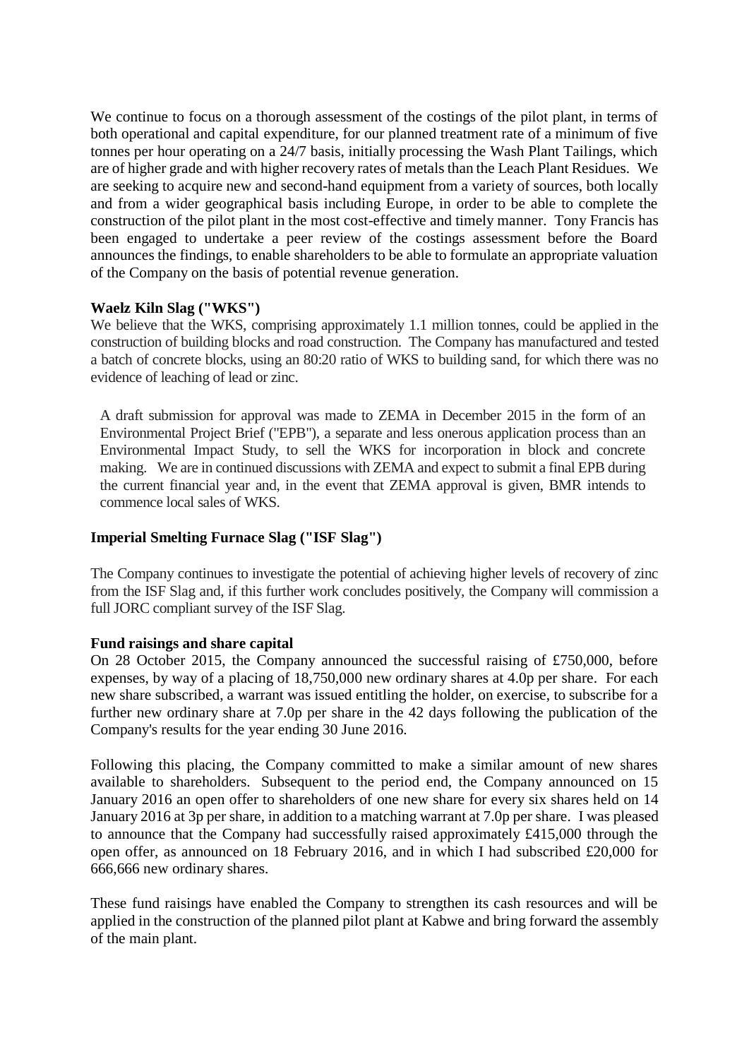We continue to focus on a thorough assessment of the costings of the pilot plant, in terms of both operational and capital expenditure, for our planned treatment rate of a minimum of five tonnes per hour operating on a 24/7 basis, initially processing the Wash Plant Tailings, which are of higher grade and with higher recovery rates of metals than the Leach Plant Residues. We are seeking to acquire new and second-hand equipment from a variety of sources, both locally and from a wider geographical basis including Europe, in order to be able to complete the construction of the pilot plant in the most cost-effective and timely manner. Tony Francis has been engaged to undertake a peer review of the costings assessment before the Board announces the findings, to enable shareholders to be able to formulate an appropriate valuation of the Company on the basis of potential revenue generation.

**Waelz Kiln Slag ("WKS")**

We believe that the WKS, comprising approximately 1.1 million tonnes, could be applied in the construction of building blocks and road construction. The Company has manufactured and tested a batch of concrete blocks, using an 80:20 ratio of WKS to building sand, for which there was no evidence of leaching of lead or zinc.

A draft submission for approval was made to ZEMA in December 2015 in the form of an Environmental Project Brief ("EPB"), a separate and less onerous application process than an Environmental Impact Study, to sell the WKS for incorporation in block and concrete making. We are in continued discussions with ZEMA and expect to submit a final EPB during the current financial year and, in the event that ZEMA approval is given, BMR intends to commence local sales of WKS.

**Imperial Smelting Furnace Slag ("ISF Slag")**

The Company continues to investigate the potential of achieving higher levels of recovery of zinc from the ISF Slag and, if this further work concludes positively, the Company will commission a full JORC compliant survey of the ISF Slag.

**Fund raisings and share capital**

On 28 October 2015, the Company announced the successful raising of £750,000, before expenses, by way of a placing of 18,750,000 new ordinary shares at 4.0p per share. For each new share subscribed, a warrant was issued entitling the holder, on exercise, to subscribe for a further new ordinary share at 7.0p per share in the 42 days following the publication of the Company's results for the year ending 30 June 2016.

Following this placing, the Company committed to make a similar amount of new shares available to shareholders. Subsequent to the period end, the Company announced on 15 January 2016 an open offer to shareholders of one new share for every six shares held on 14 January 2016 at 3p per share, in addition to a matching warrant at 7.0p per share. I was pleased to announce that the Company had successfully raised approximately £415,000 through the open offer, as announced on 18 February 2016, and in which I had subscribed £20,000 for 666,666 new ordinary shares.

These fund raisings have enabled the Company to strengthen its cash resources and will be applied in the construction of the planned pilot plant at Kabwe and bring forward the assembly of the main plant.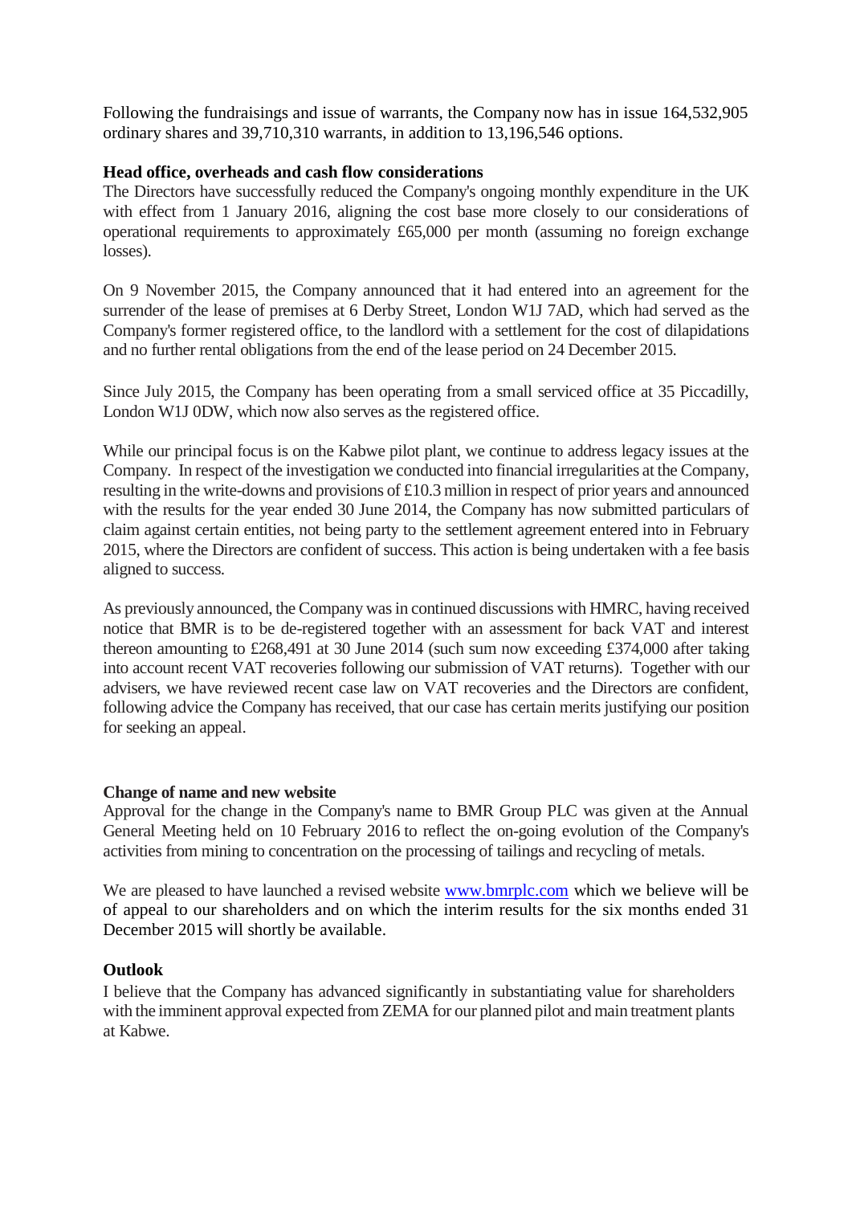Following the fundraisings and issue of warrants, the Company now has in issue 164,532,905 ordinary shares and 39,710,310 warrants, in addition to 13,196,546 options.

**Head office, overheads and cash flow considerations**

The Directors have successfully reduced the Company's ongoing monthly expenditure in the UK with effect from 1 January 2016, aligning the cost base more closely to our considerations of operational requirements to approximately £65,000 per month (assuming no foreign exchange losses).

On 9 November 2015, the Company announced that it had entered into an agreement for the surrender of the lease of premises at 6 Derby Street, London W1J 7AD, which had served as the Company's former registered office, to the landlord with a settlement for the cost of dilapidations and no further rental obligations from the end of the lease period on 24 December 2015.

Since July 2015, the Company has been operating from a small serviced office at 35 Piccadilly, London W1J 0DW, which now also serves as the registered office.

While our principal focus is on the Kabwe pilot plant, we continue to address legacy issues at the Company. In respect of the investigation we conducted into financial irregularities at the Company, resulting in the write-downs and provisions of £10.3 million in respect of prior years and announced with the results for the year ended 30 June 2014, the Company has now submitted particulars of claim against certain entities, not being party to the settlement agreement entered into in February 2015, where the Directors are confident of success. This action is being undertaken with a fee basis aligned to success.

As previously announced, the Company was in continued discussions with HMRC, having received notice that BMR is to be de-registered together with an assessment for back VAT and interest thereon amounting to £268,491 at 30 June 2014 (such sum now exceeding £374,000 after taking into account recent VAT recoveries following our submission of VAT returns). Together with our advisers, we have reviewed recent case law on VAT recoveries and the Directors are confident, following advice the Company has received, that our case has certain merits justifying our position for seeking an appeal.

**Change of name and new website**

Approval for the change in the Company's name to BMR Group PLC was given at the Annual General Meeting held on 10 February 2016 to reflect the on-going evolution of the Company's activities from mining to concentration on the processing of tailings and recycling of metals.

We are pleased to have launched a revised website [www.bmrplc.com](www.bmrplc.com) which we believe will be of appeal to our shareholders and on which the interim results for the six months ended 31 December 2015 will shortly be available.

**Outlook**

I believe that the Company has advanced significantly in substantiating value for shareholders with the imminent approval expected from ZEMA for our planned pilot and main treatment plants at Kabwe.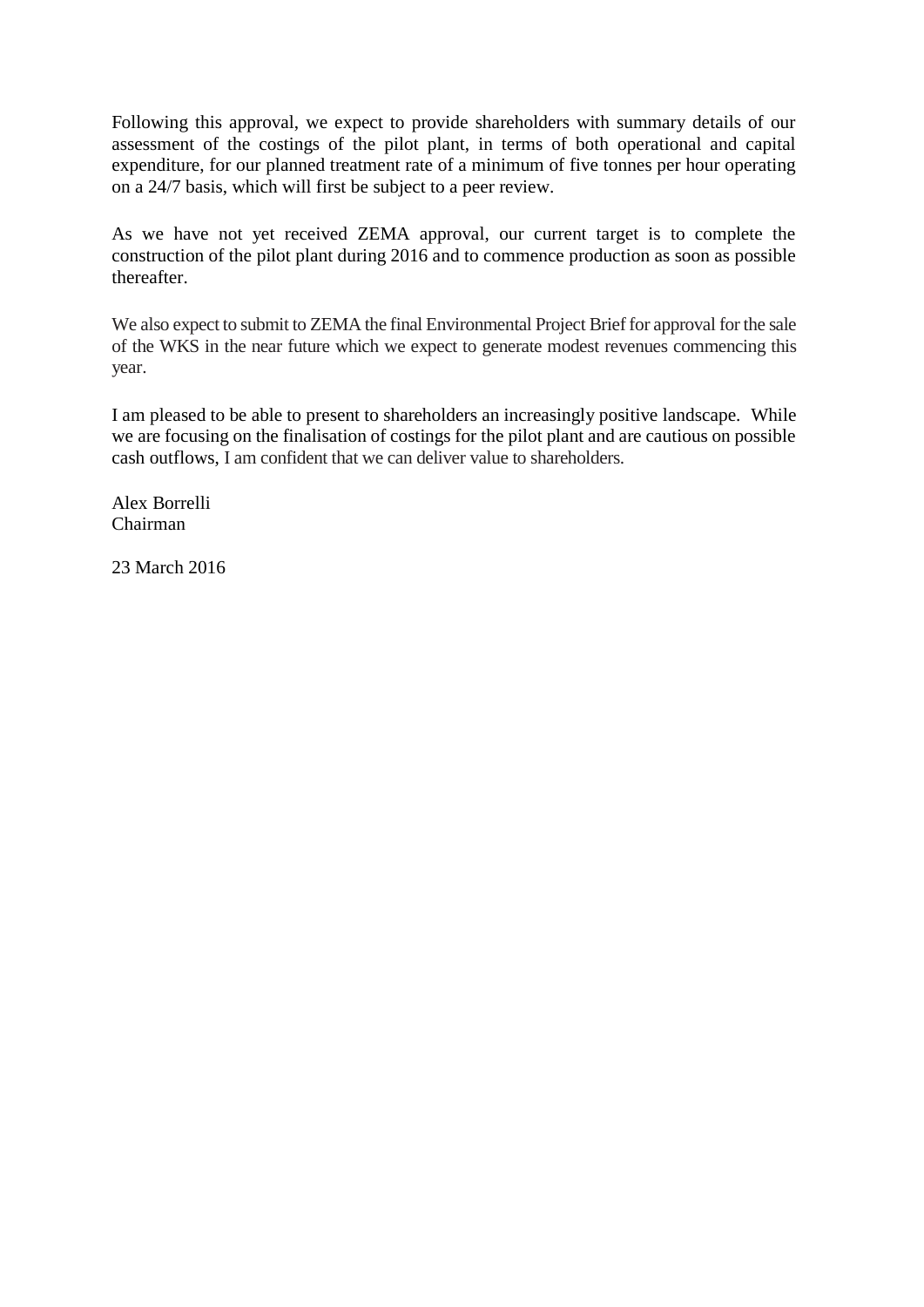Following this approval, we expect to provide shareholders with summary details of our assessment of the costings of the pilot plant, in terms of both operational and capital expenditure, for our planned treatment rate of a minimum of five tonnes per hour operating on a 24/7 basis, which will first be subject to a peer review.

As we have not yet received ZEMA approval, our current target is to complete the construction of the pilot plant during 2016 and to commence production as soon as possible thereafter.

We also expect to submit to ZEMA the final Environmental Project Brief for approval for the sale of the WKS in the near future which we expect to generate modest revenues commencing this year.

I am pleased to be able to present to shareholders an increasingly positive landscape. While we are focusing on the finalisation of costings for the pilot plant and are cautious on possible cash outflows, I am confident that we can deliver value to shareholders.

Alex Borrelli
Chairman

23 March 2016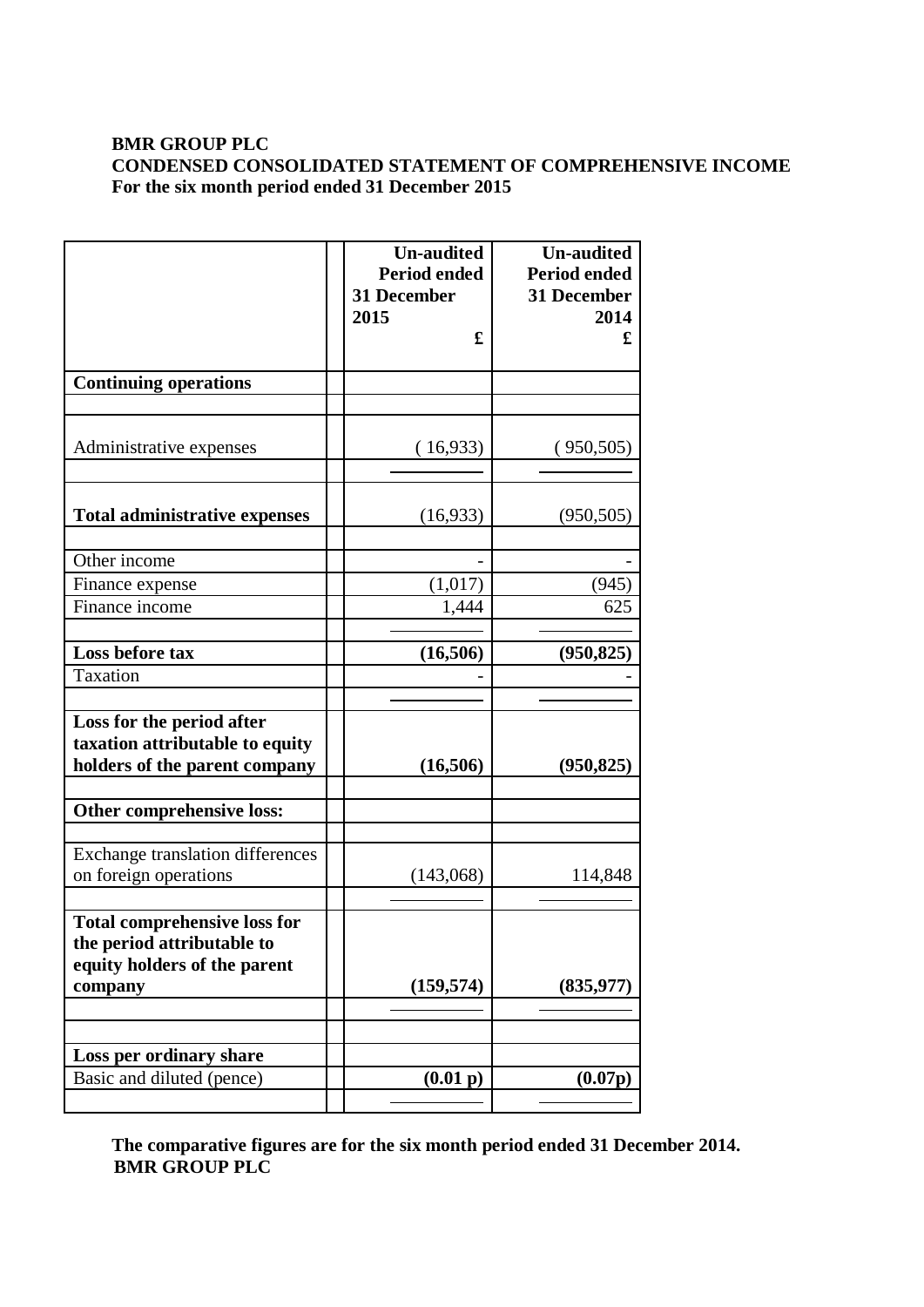**BMR GROUP PLC**
**CONDENSED CONSOLIDATED STATEMENT OF COMPREHENSIVE INCOME**
**For the six month period ended 31 December 2015**

| | Un-audited Period ended 31 December 2015 £ | Un-audited Period ended 31 December 2014 £ |
|---|---|---|
| **Continuing operations** | | |
| Administrative expenses | ( 16,933) | ( 950,505) |
| **Total administrative expenses** | (16,933) | (950,505) |
| Other income | - | - |
| Finance expense | (1,017) | (945) |
| Finance income | 1,444 | 625 |
| **Loss before tax** | **(16,506)** | **(950,825)** |
| Taxation | - | - |
| **Loss for the period after taxation attributable to equity holders of the parent company** | **(16,506)** | **(950,825)** |
| **Other comprehensive loss:** | | |
| Exchange translation differences on foreign operations | (143,068) | 114,848 |
| **Total comprehensive loss for the period attributable to equity holders of the parent company** | **(159,574)** | **(835,977)** |
| **Loss per ordinary share** | | |
| Basic and diluted (pence) | **(0.01 p)** | **(0.07p)** |

**The comparative figures are for the six month period ended 31 December 2014.**

**BMR GROUP PLC**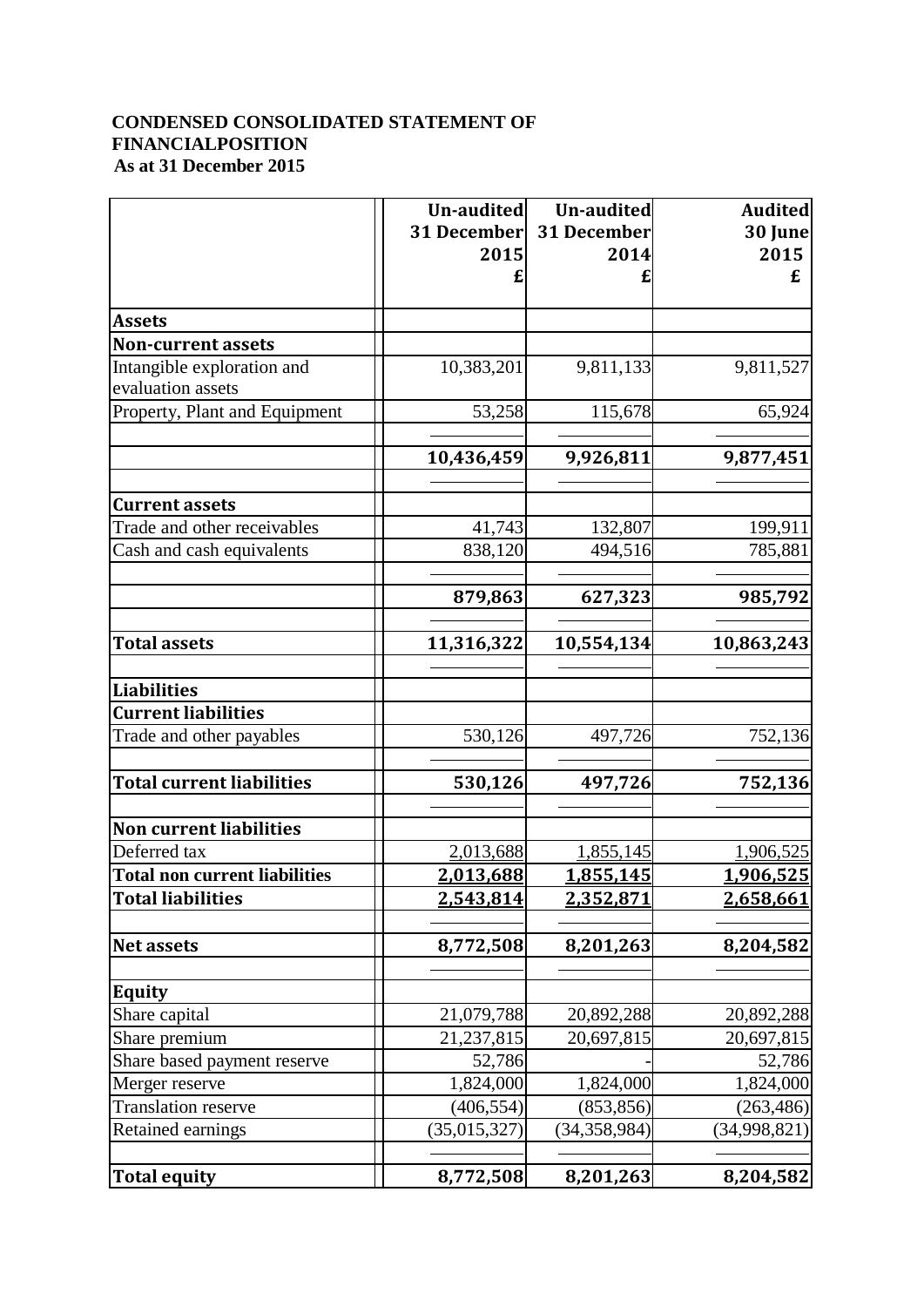**CONDENSED CONSOLIDATED STATEMENT OF FINANCIALPOSITION**
**As at 31 December 2015**

| | Un-audited 31 December 2015 £ | Un-audited 31 December 2014 £ | Audited 30 June 2015 £ |
|---|---|---|---|
| **Assets** | | | |
| **Non-current assets** | | | |
| Intangible exploration and evaluation assets | 10,383,201 | 9,811,133 | 9,811,527 |
| Property, Plant and Equipment | 53,258 | 115,678 | 65,924 |
| | **10,436,459** | **9,926,811** | **9,877,451** |
| **Current assets** | | | |
| Trade and other receivables | 41,743 | 132,807 | 199,911 |
| Cash and cash equivalents | 838,120 | 494,516 | 785,881 |
| | **879,863** | **627,323** | **985,792** |
| **Total assets** | **11,316,322** | **10,554,134** | **10,863,243** |
| **Liabilities** | | | |
| **Current liabilities** | | | |
| Trade and other payables | 530,126 | 497,726 | 752,136 |
| **Total current liabilities** | **530,126** | **497,726** | **752,136** |
| **Non current liabilities** | | | |
| Deferred tax | 2,013,688 | 1,855,145 | 1,906,525 |
| **Total non current liabilities** | **2,013,688** | **1,855,145** | **1,906,525** |
| **Total liabilities** | **2,543,814** | **2,352,871** | **2,658,661** |
| **Net assets** | **8,772,508** | **8,201,263** | **8,204,582** |
| **Equity** | | | |
| Share capital | 21,079,788 | 20,892,288 | 20,892,288 |
| Share premium | 21,237,815 | 20,697,815 | 20,697,815 |
| Share based payment reserve | 52,786 | - | 52,786 |
| Merger reserve | 1,824,000 | 1,824,000 | 1,824,000 |
| Translation reserve | (406,554) | (853,856) | (263,486) |
| Retained earnings | (35,015,327) | (34,358,984) | (34,998,821) |
| **Total equity** | **8,772,508** | **8,201,263** | **8,204,582** |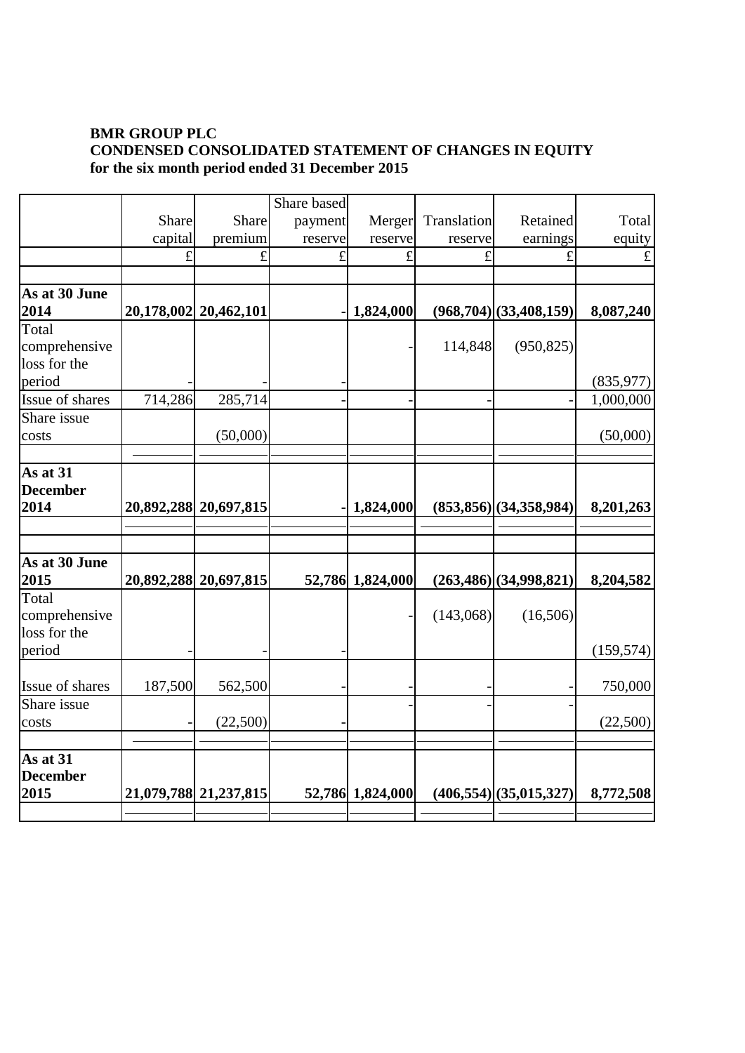**BMR GROUP PLC**
**CONDENSED CONSOLIDATED STATEMENT OF CHANGES IN EQUITY**
**for the six month period ended 31 December 2015**

| | Share capital | Share premium | Share based payment reserve | Merger reserve | Translation reserve | Retained earnings | Total equity |
|---|---|---|---|---|---|---|---|
| | £ | £ | £ | £ | £ | £ | £ |
| **As at 30 June 2014** | **20,178,002** | **20,462,101** | **-** | **1,824,000** | **(968,704)** | **(33,408,159)** | **8,087,240** |
| Total comprehensive loss for the period | - | - | - | - | 114,848 | (950,825) | (835,977) |
| Issue of shares | 714,286 | 285,714 | - | - | - | - | 1,000,000 |
| Share issue costs | | (50,000) | | | | | (50,000) |
| **As at 31 December 2014** | **20,892,288** | **20,697,815** | **-** | **1,824,000** | **(853,856)** | **(34,358,984)** | **8,201,263** |
| **As at 30 June 2015** | **20,892,288** | **20,697,815** | **52,786** | **1,824,000** | **(263,486)** | **(34,998,821)** | **8,204,582** |
| Total comprehensive loss for the period | - | - | - | - | (143,068) | (16,506) | (159,574) |
| Issue of shares | 187,500 | 562,500 | - | - | - | - | 750,000 |
| Share issue costs | - | (22,500) | - | - | - | - | (22,500) |
| **As at 31 December 2015** | **21,079,788** | **21,237,815** | **52,786** | **1,824,000** | **(406,554)** | **(35,015,327)** | **8,772,508** |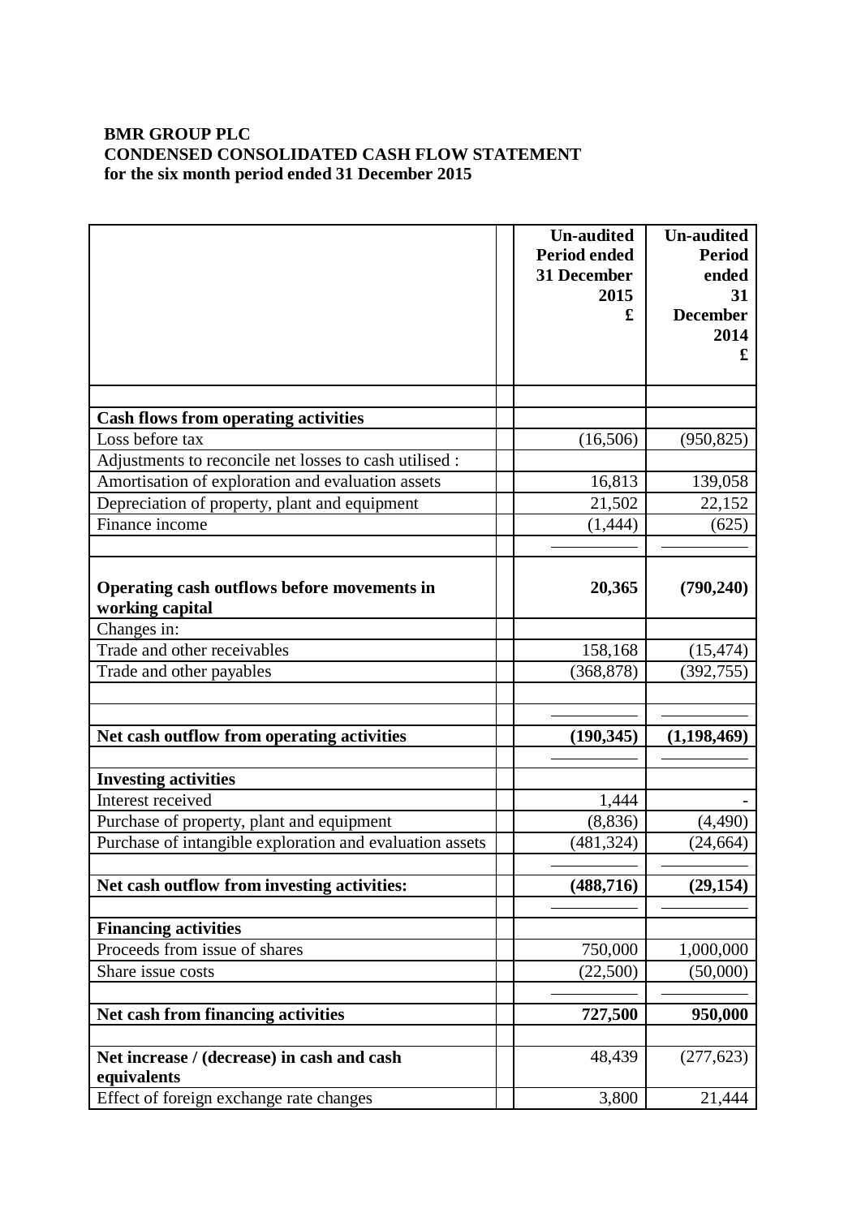**BMR GROUP PLC**
**CONDENSED CONSOLIDATED CASH FLOW STATEMENT**
**for the six month period ended 31 December 2015**

| | | **Un-audited Period ended 31 December 2015 £** | **Un-audited Period ended 31 December 2014 £** |
|---|---|---|---|
| | | | |
| **Cash flows from operating activities** | | | |
| Loss before tax | | (16,506) | (950,825) |
| Adjustments to reconcile net losses to cash utilised : | | | |
| Amortisation of exploration and evaluation assets | | 16,813 | 139,058 |
| Depreciation of property, plant and equipment | | 21,502 | 22,152 |
| Finance income | | (1,444) | (625) |
| | | | |
| **Operating cash outflows before movements in working capital** | | **20,365** | **(790,240)** |
| Changes in: | | | |
| Trade and other receivables | | 158,168 | (15,474) |
| Trade and other payables | | (368,878) | (392,755) |
| | | | |
| | | | |
| **Net cash outflow from operating activities** | | **(190,345)** | **(1,198,469)** |
| | | | |
| **Investing activities** | | | |
| Interest received | | 1,444 | - |
| Purchase of property, plant and equipment | | (8,836) | (4,490) |
| Purchase of intangible exploration and evaluation assets | | (481,324) | (24,664) |
| | | | |
| **Net cash outflow from investing activities:** | | **(488,716)** | **(29,154)** |
| | | | |
| **Financing activities** | | | |
| Proceeds from issue of shares | | 750,000 | 1,000,000 |
| Share issue costs | | (22,500) | (50,000) |
| | | | |
| **Net cash from financing activities** | | **727,500** | **950,000** |
| | | | |
| **Net increase / (decrease) in cash and cash equivalents** | | 48,439 | (277,623) |
| Effect of foreign exchange rate changes | | 3,800 | 21,444 |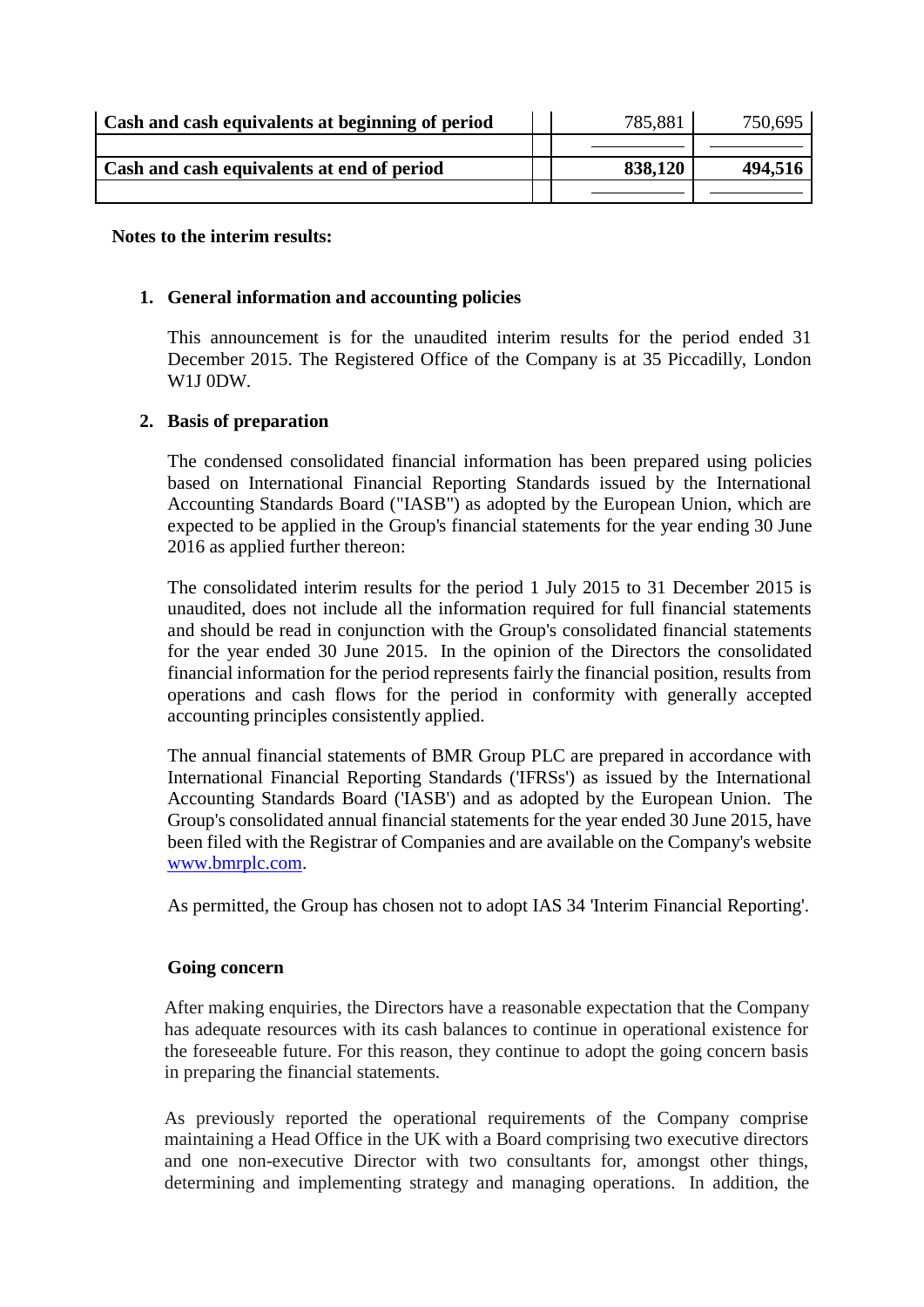| | | | |
|---|---|---|---|
| **Cash and cash equivalents at beginning of period** | | 785,881 | 750,695 |
| **Cash and cash equivalents at end of period** | | **838,120** | **494,516** |

**Notes to the interim results:**

1. **General information and accounting policies**

   This announcement is for the unaudited interim results for the period ended 31 December 2015. The Registered Office of the Company is at 35 Piccadilly, London W1J 0DW.

2. **Basis of preparation**

   The condensed consolidated financial information has been prepared using policies based on International Financial Reporting Standards issued by the International Accounting Standards Board ("IASB") as adopted by the European Union, which are expected to be applied in the Group's financial statements for the year ending 30 June 2016 as applied further thereon:

   The consolidated interim results for the period 1 July 2015 to 31 December 2015 is unaudited, does not include all the information required for full financial statements and should be read in conjunction with the Group's consolidated financial statements for the year ended 30 June 2015. In the opinion of the Directors the consolidated financial information for the period represents fairly the financial position, results from operations and cash flows for the period in conformity with generally accepted accounting principles consistently applied.

   The annual financial statements of BMR Group PLC are prepared in accordance with International Financial Reporting Standards ('IFRSs') as issued by the International Accounting Standards Board ('IASB') and as adopted by the European Union. The Group's consolidated annual financial statements for the year ended 30 June 2015, have been filed with the Registrar of Companies and are available on the Company's website [www.bmrplc.com](http://www.bmrplc.com).

   As permitted, the Group has chosen not to adopt IAS 34 'Interim Financial Reporting'.

   **Going concern**

   After making enquiries, the Directors have a reasonable expectation that the Company has adequate resources with its cash balances to continue in operational existence for the foreseeable future. For this reason, they continue to adopt the going concern basis in preparing the financial statements.

   As previously reported the operational requirements of the Company comprise maintaining a Head Office in the UK with a Board comprising two executive directors and one non-executive Director with two consultants for, amongst other things, determining and implementing strategy and managing operations. In addition, the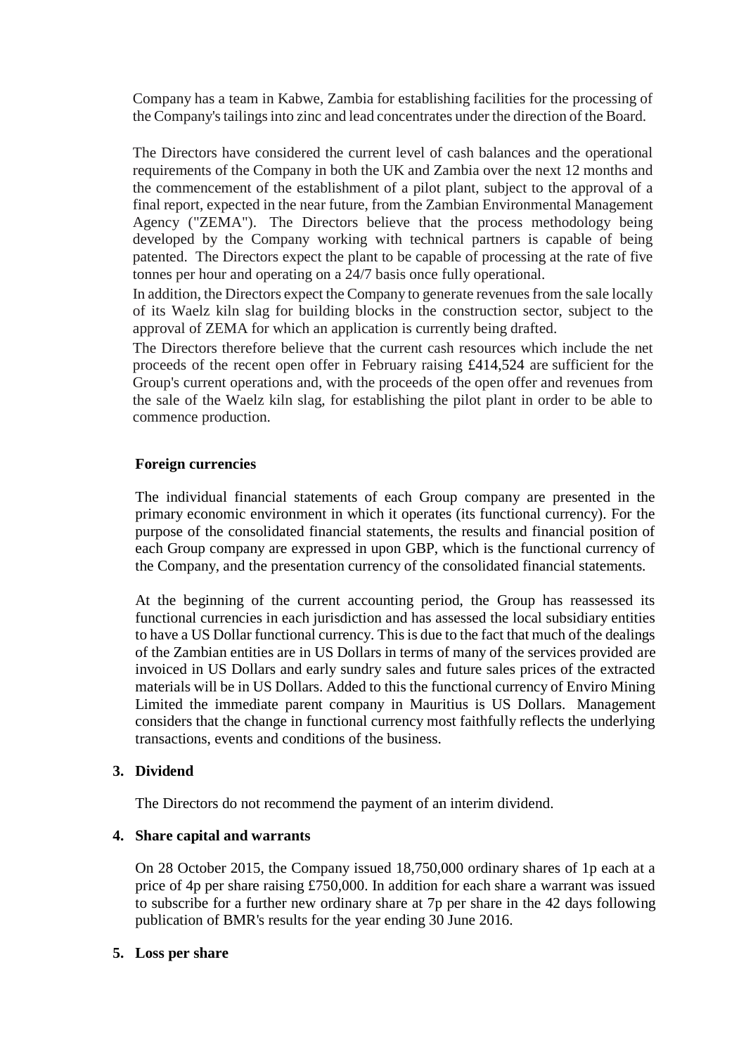Company has a team in Kabwe, Zambia for establishing facilities for the processing of the Company's tailings into zinc and lead concentrates under the direction of the Board.

The Directors have considered the current level of cash balances and the operational requirements of the Company in both the UK and Zambia over the next 12 months and the commencement of the establishment of a pilot plant, subject to the approval of a final report, expected in the near future, from the Zambian Environmental Management Agency ("ZEMA"). The Directors believe that the process methodology being developed by the Company working with technical partners is capable of being patented. The Directors expect the plant to be capable of processing at the rate of five tonnes per hour and operating on a 24/7 basis once fully operational.

In addition, the Directors expect the Company to generate revenues from the sale locally of its Waelz kiln slag for building blocks in the construction sector, subject to the approval of ZEMA for which an application is currently being drafted.

The Directors therefore believe that the current cash resources which include the net proceeds of the recent open offer in February raising £414,524 are sufficient for the Group's current operations and, with the proceeds of the open offer and revenues from the sale of the Waelz kiln slag, for establishing the pilot plant in order to be able to commence production.

**Foreign currencies**

The individual financial statements of each Group company are presented in the primary economic environment in which it operates (its functional currency). For the purpose of the consolidated financial statements, the results and financial position of each Group company are expressed in upon GBP, which is the functional currency of the Company, and the presentation currency of the consolidated financial statements.

At the beginning of the current accounting period, the Group has reassessed its functional currencies in each jurisdiction and has assessed the local subsidiary entities to have a US Dollar functional currency. This is due to the fact that much of the dealings of the Zambian entities are in US Dollars in terms of many of the services provided are invoiced in US Dollars and early sundry sales and future sales prices of the extracted materials will be in US Dollars. Added to this the functional currency of Enviro Mining Limited the immediate parent company in Mauritius is US Dollars. Management considers that the change in functional currency most faithfully reflects the underlying transactions, events and conditions of the business.

## 3. Dividend

The Directors do not recommend the payment of an interim dividend.

## 4. Share capital and warrants

On 28 October 2015, the Company issued 18,750,000 ordinary shares of 1p each at a price of 4p per share raising £750,000. In addition for each share a warrant was issued to subscribe for a further new ordinary share at 7p per share in the 42 days following publication of BMR's results for the year ending 30 June 2016.

## 5. Loss per share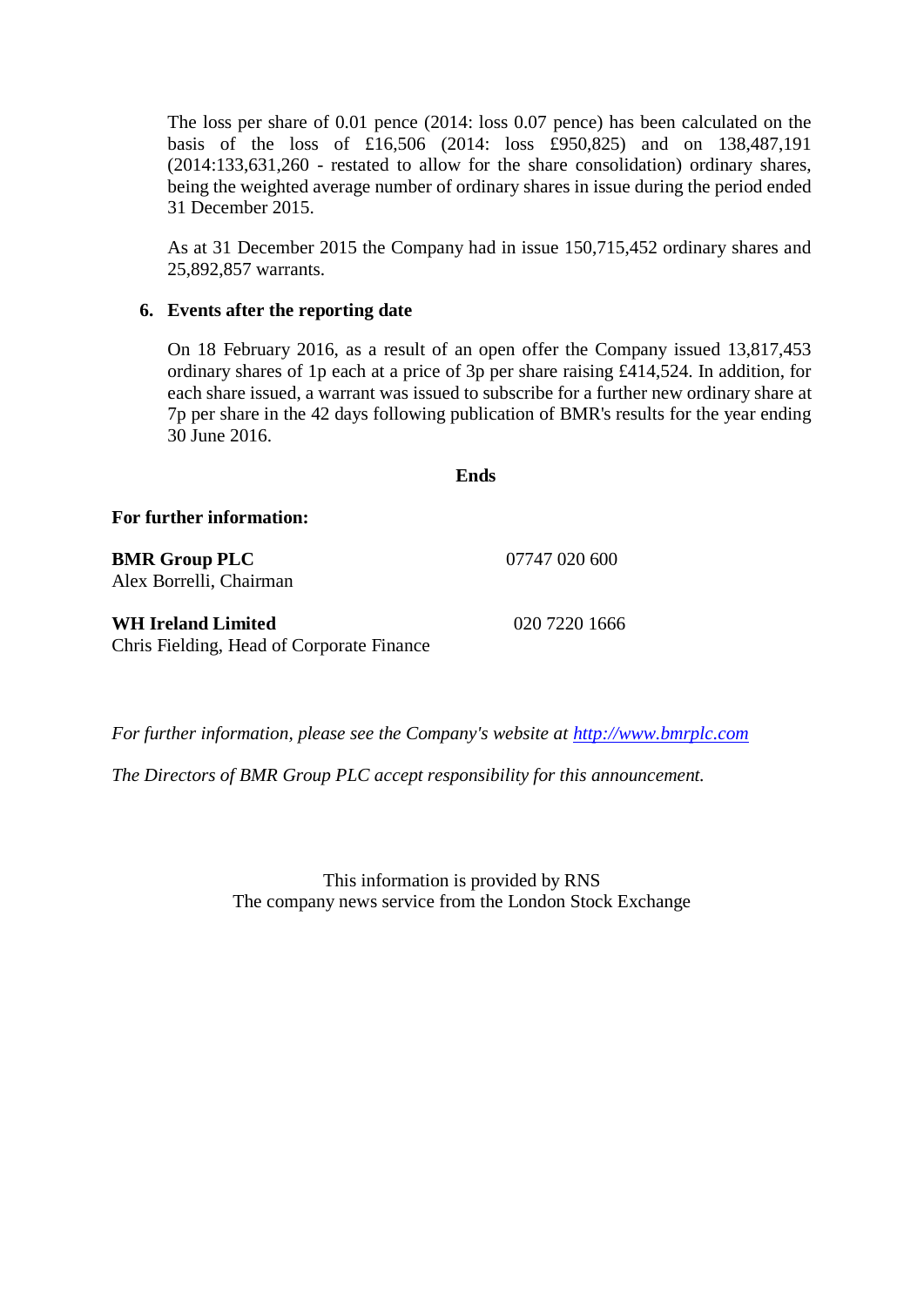The loss per share of 0.01 pence (2014: loss 0.07 pence) has been calculated on the basis of the loss of £16,506 (2014: loss £950,825) and on 138,487,191 (2014:133,631,260 - restated to allow for the share consolidation) ordinary shares, being the weighted average number of ordinary shares in issue during the period ended 31 December 2015.

As at 31 December 2015 the Company had in issue 150,715,452 ordinary shares and 25,892,857 warrants.

### 6. Events after the reporting date

On 18 February 2016, as a result of an open offer the Company issued 13,817,453 ordinary shares of 1p each at a price of 3p per share raising £414,524. In addition, for each share issued, a warrant was issued to subscribe for a further new ordinary share at 7p per share in the 42 days following publication of BMR's results for the year ending 30 June 2016.

**Ends**

**For further information:**

**BMR Group PLC** 07747 020 600
Alex Borrelli, Chairman

**WH Ireland Limited** 020 7220 1666
Chris Fielding, Head of Corporate Finance

*For further information, please see the Company's website at http://www.bmrplc.com*

*The Directors of BMR Group PLC accept responsibility for this announcement.*

This information is provided by RNS
The company news service from the London Stock Exchange